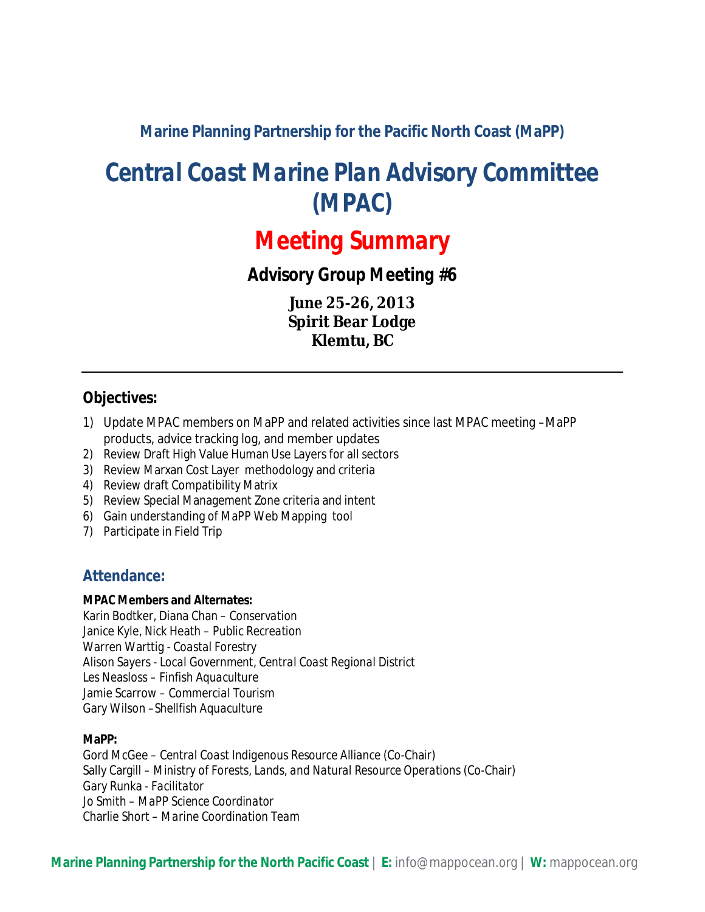**Marine Planning Partnership for the Pacific North Coast (MaPP)**

# Central Coast Marine Plan Advisory Committee (MPAC)

# Meeting Summary

## Advisory Group Meeting #6

**June 25-26, 2013**
**Spirit Bear Lodge**
**Klemtu, BC**

---

### Objectives:

1) Update MPAC members on MaPP and related activities since last MPAC meeting – MaPP products, advice tracking log, and member updates
2) Review Draft High Value Human Use Layers for all sectors
3) Review Marxan Cost Layer methodology and criteria
4) Review draft Compatibility Matrix
5) Review Special Management Zone criteria and intent
6) Gain understanding of MaPP Web Mapping tool
7) Participate in Field Trip

### Attendance:

**MPAC Members and Alternates:**
Karin Bodtker, Diana Chan – *Conservation*
Janice Kyle, Nick Heath – *Public Recreation*
Warren Warttig - *Coastal Forestry*
Alison Sayers - *Local Government, Central Coast Regional District*
Les Neasloss – *Finfish Aquaculture*
Jamie Scarrow – *Commercial Tourism*
Gary Wilson – *Shellfish Aquaculture*

**MaPP:**
Gord McGee – *Central Coast Indigenous Resource Alliance (Co-Chair)*
Sally Cargill – *Ministry of Forests, Lands, and Natural Resource Operations (Co-Chair)*
Gary Runka - *Facilitator*
Jo Smith – *MaPP Science Coordinator*
Charlie Short – *Marine Coordination Team*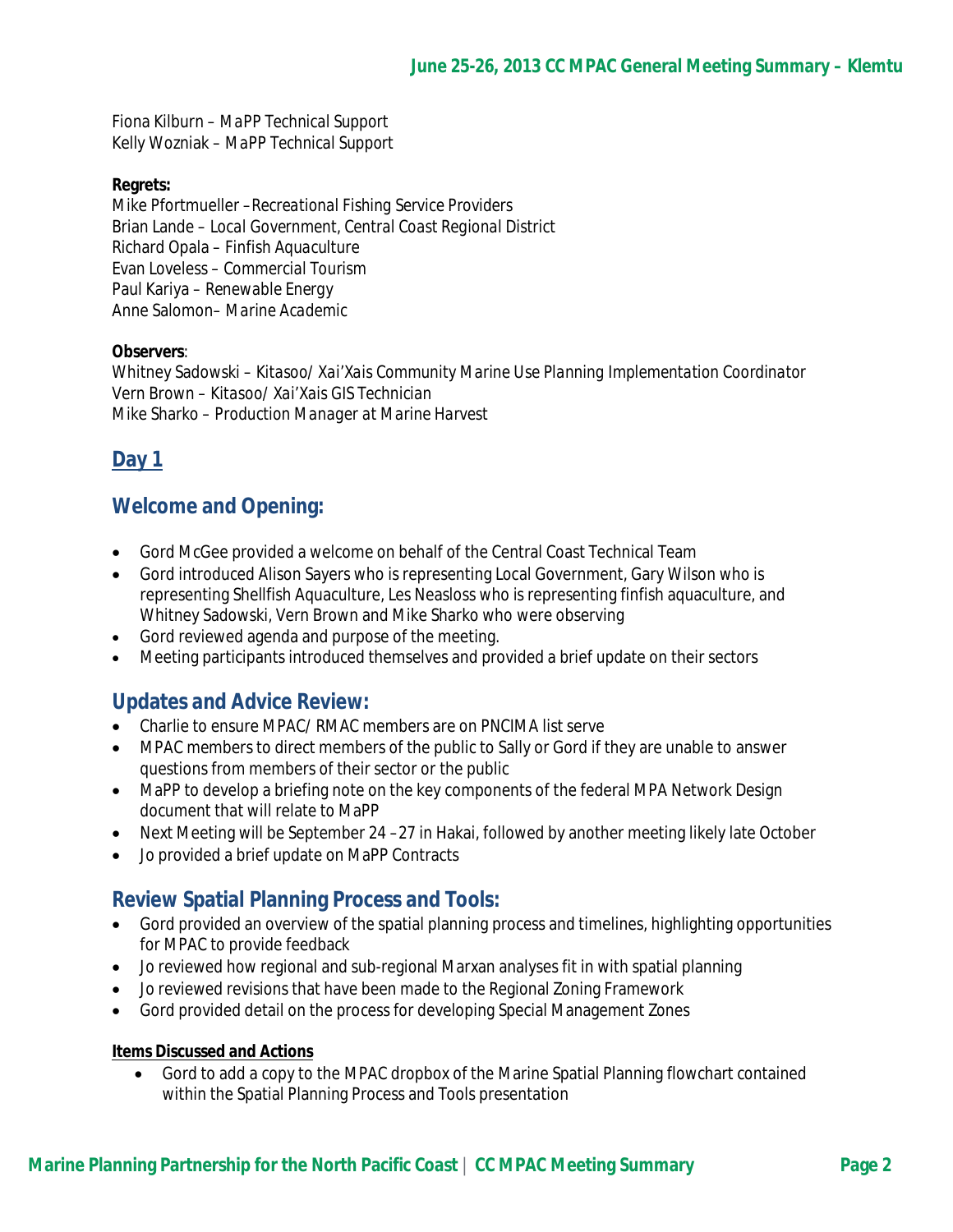Fiona Kilburn – *MaPP Technical Support*
Kelly Wozniak – *MaPP Technical Support*

**Regrets:**
Mike Pfortmueller –*Recreational Fishing Service Providers*
Brian Lande – *Local Government, Central Coast Regional District*
Richard Opala – *Finfish Aquaculture*
Evan Loveless – *Commercial Tourism*
Paul Kariya – *Renewable Energy*
Anne Salomon– *Marine Academic*

**Observers**:
Whitney Sadowski – *Kitasoo/ Xai'Xais Community Marine Use Planning Implementation Coordinator*
Vern Brown – *Kitasoo/ Xai'Xais GIS Technician*
Mike Sharko – *Production Manager at Marine Harvest*

## Day 1

### Welcome and Opening:

- Gord McGee provided a welcome on behalf of the Central Coast Technical Team
- Gord introduced Alison Sayers who is representing Local Government, Gary Wilson who is representing Shellfish Aquaculture, Les Neasloss who is representing finfish aquaculture, and Whitney Sadowski, Vern Brown and Mike Sharko who were observing
- Gord reviewed agenda and purpose of the meeting.
- Meeting participants introduced themselves and provided a brief update on their sectors

### Updates and Advice Review:

- Charlie to ensure MPAC/ RMAC members are on PNCIMA list serve
- MPAC members to direct members of the public to Sally or Gord if they are unable to answer questions from members of their sector or the public
- MaPP to develop a briefing note on the key components of the federal MPA Network Design document that will relate to MaPP
- Next Meeting will be September 24 –27 in Hakai, followed by another meeting likely late October
- Jo provided a brief update on MaPP Contracts

### Review Spatial Planning Process and Tools:

- Gord provided an overview of the spatial planning process and timelines, highlighting opportunities for MPAC to provide feedback
- Jo reviewed how regional and sub-regional Marxan analyses fit in with spatial planning
- Jo reviewed revisions that have been made to the Regional Zoning Framework
- Gord provided detail on the process for developing Special Management Zones

**Items Discussed and Actions**

- Gord to add a copy to the MPAC dropbox of the Marine Spatial Planning flowchart contained within the Spatial Planning Process and Tools presentation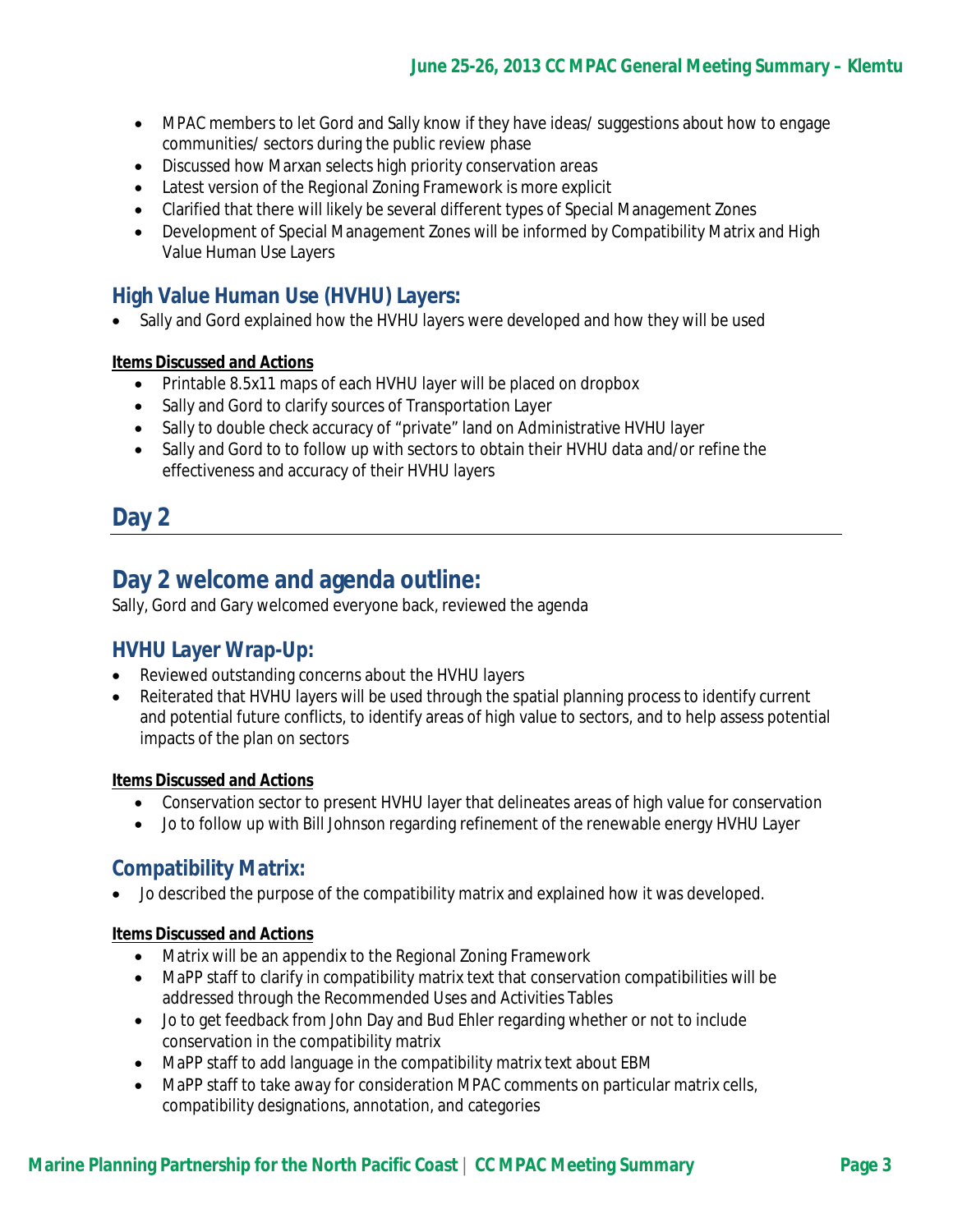- MPAC members to let Gord and Sally know if they have ideas/ suggestions about how to engage communities/ sectors during the public review phase
- Discussed how Marxan selects high priority conservation areas
- Latest version of the Regional Zoning Framework is more explicit
- Clarified that there will likely be several different types of Special Management Zones
- Development of Special Management Zones will be informed by Compatibility Matrix and High Value Human Use Layers

## High Value Human Use (HVHU) Layers:

- Sally and Gord explained how the HVHU layers were developed and how they will be used

**Items Discussed and Actions**

- Printable 8.5x11 maps of each HVHU layer will be placed on dropbox
- Sally and Gord to clarify sources of Transportation Layer
- Sally to double check accuracy of "private" land on Administrative HVHU layer
- Sally and Gord to to follow up with sectors to obtain their HVHU data and/or refine the effectiveness and accuracy of their HVHU layers

# Day 2

## Day 2 welcome and agenda outline:

Sally, Gord and Gary welcomed everyone back, reviewed the agenda

## HVHU Layer Wrap-Up:

- Reviewed outstanding concerns about the HVHU layers
- Reiterated that HVHU layers will be used through the spatial planning process to identify current and potential future conflicts, to identify areas of high value to sectors, and to help assess potential impacts of the plan on sectors

**Items Discussed and Actions**

- Conservation sector to present HVHU layer that delineates areas of high value for conservation
- Jo to follow up with Bill Johnson regarding refinement of the renewable energy HVHU Layer

## Compatibility Matrix:

- Jo described the purpose of the compatibility matrix and explained how it was developed.

**Items Discussed and Actions**

- Matrix will be an appendix to the Regional Zoning Framework
- MaPP staff to clarify in compatibility matrix text that conservation compatibilities will be addressed through the Recommended Uses and Activities Tables
- Jo to get feedback from John Day and Bud Ehler regarding whether or not to include conservation in the compatibility matrix
- MaPP staff to add language in the compatibility matrix text about EBM
- MaPP staff to take away for consideration MPAC comments on particular matrix cells, compatibility designations, annotation, and categories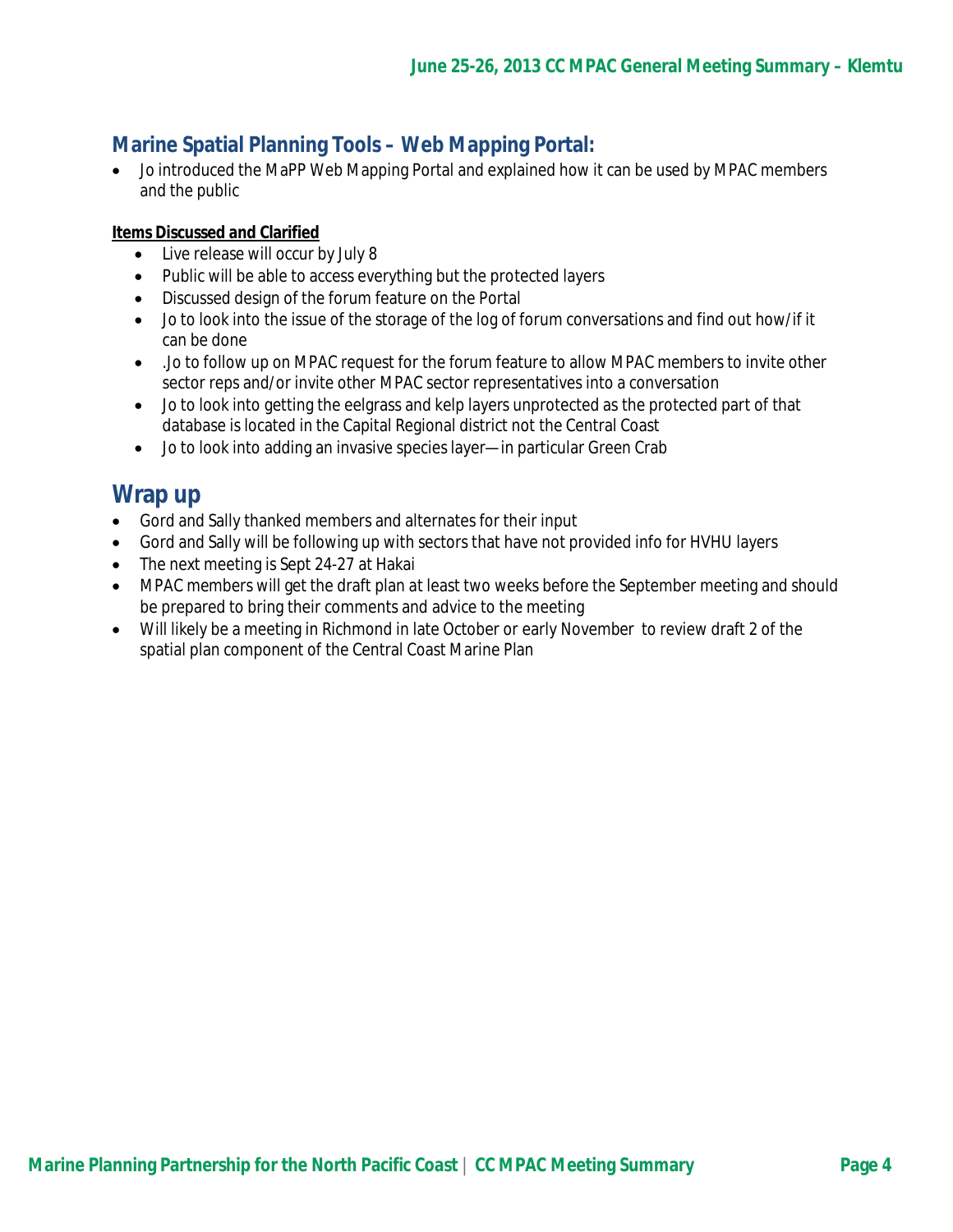## Marine Spatial Planning Tools – Web Mapping Portal:

- Jo introduced the MaPP Web Mapping Portal and explained how it can be used by MPAC members and the public

**Items Discussed and Clarified**

- Live release will occur by July 8
- Public will be able to access everything but the protected layers
- Discussed design of the forum feature on the Portal
- Jo to look into the issue of the storage of the log of forum conversations and find out how/if it can be done
- .Jo to follow up on MPAC request for the forum feature to allow MPAC members to invite other sector reps and/or invite other MPAC sector representatives into a conversation
- Jo to look into getting the eelgrass and kelp layers unprotected as the protected part of that database is located in the Capital Regional district not the Central Coast
- Jo to look into adding an invasive species layer—in particular Green Crab

## Wrap up

- Gord and Sally thanked members and alternates for their input
- Gord and Sally will be following up with sectors that have not provided info for HVHU layers
- The next meeting is Sept 24-27 at Hakai
- MPAC members will get the draft plan at least two weeks before the September meeting and should be prepared to bring their comments and advice to the meeting
- Will likely be a meeting in Richmond in late October or early November to review draft 2 of the spatial plan component of the Central Coast Marine Plan